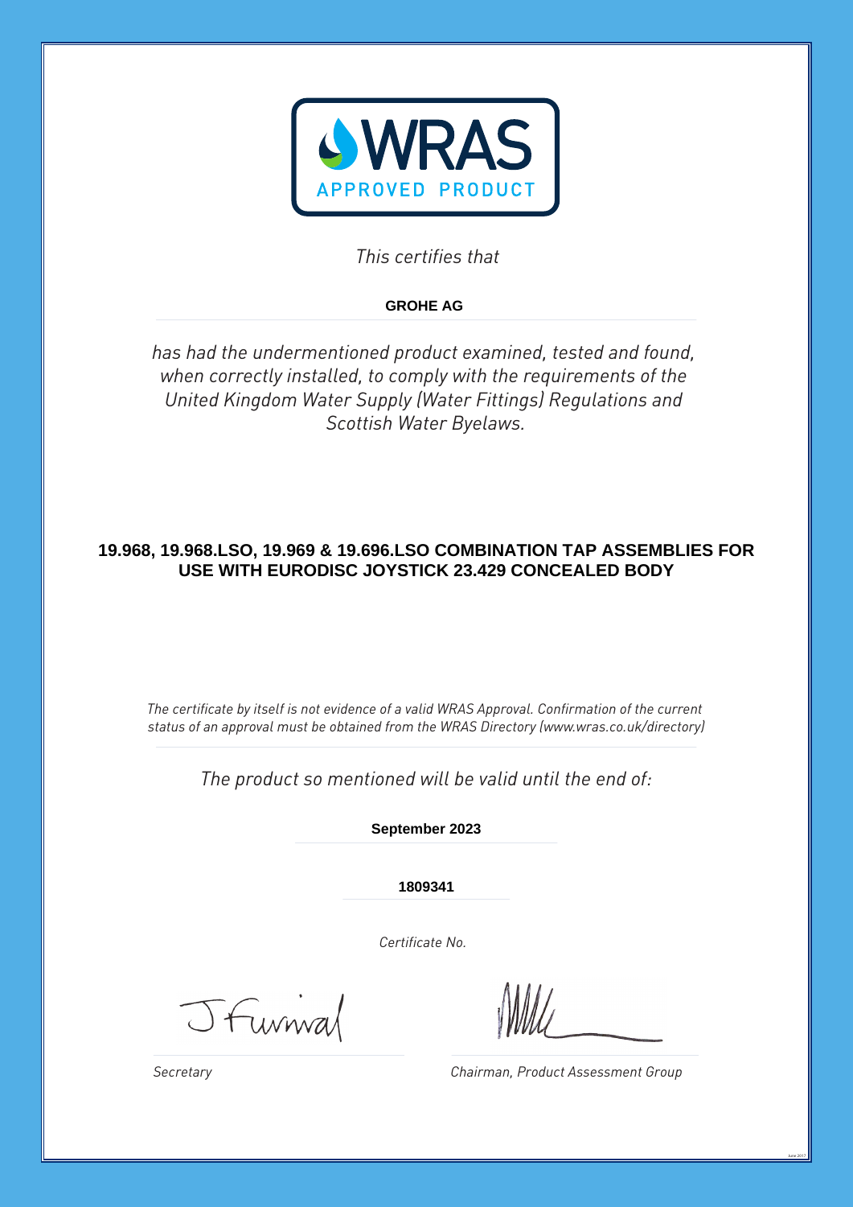**WRAS**

APPROVED PRODUCT

*This certifies that*

**GROHE AG**

*has had the undermentioned product examined, tested and found, when correctly installed, to comply with the requirements of the United Kingdom Water Supply (Water Fittings) Regulations and Scottish Water Byelaws.*

**19.968, 19.968.LSO, 19.969 & 19.696.LSO COMBINATION TAP ASSEMBLIES FOR USE WITH EURODISC JOYSTICK 23.429 CONCEALED BODY**

*The certificate by itself is not evidence of a valid WRAS Approval. Confirmation of the current status of an approval must be obtained from the WRAS Directory (www.wras.co.uk/directory)*

*The product so mentioned will be valid until the end of:*

**September 2023**

**1809341**

*Certificate No.*

J Furnival

*Secretary*

*Chairman, Product Assessment Group*

June 2017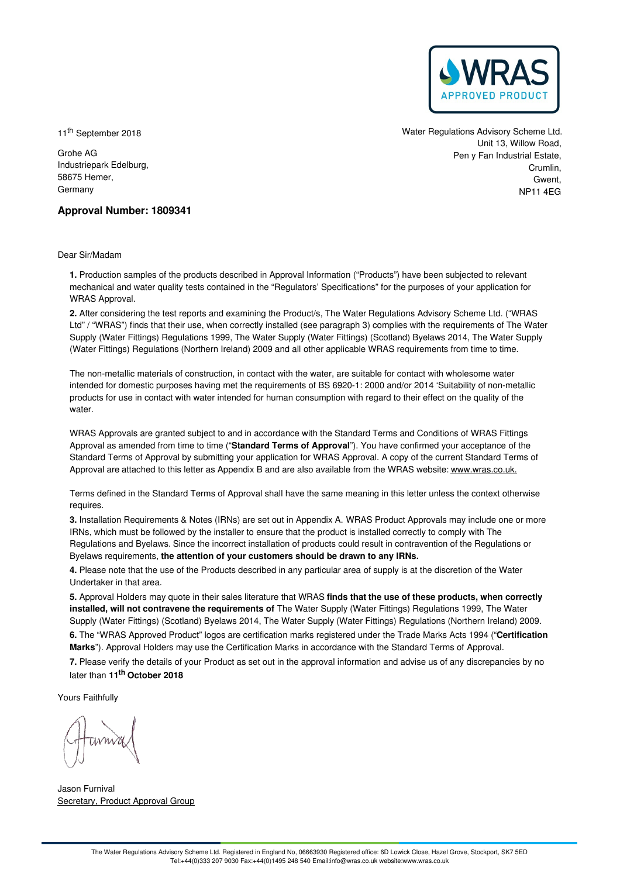WRAS APPROVED PRODUCT

11th September 2018

Grohe AG
Industriepark Edelburg,
58675 Hemer,
Germany

Water Regulations Advisory Scheme Ltd.
Unit 13, Willow Road,
Pen y Fan Industrial Estate,
Crumlin,
Gwent,
NP11 4EG

**Approval Number: 1809341**

Dear Sir/Madam

**1.** Production samples of the products described in Approval Information ("Products") have been subjected to relevant mechanical and water quality tests contained in the "Regulators' Specifications" for the purposes of your application for WRAS Approval.

**2.** After considering the test reports and examining the Product/s, The Water Regulations Advisory Scheme Ltd. ("WRAS Ltd" / "WRAS") finds that their use, when correctly installed (see paragraph 3) complies with the requirements of The Water Supply (Water Fittings) Regulations 1999, The Water Supply (Water Fittings) (Scotland) Byelaws 2014, The Water Supply (Water Fittings) Regulations (Northern Ireland) 2009 and all other applicable WRAS requirements from time to time.

The non-metallic materials of construction, in contact with the water, are suitable for contact with wholesome water intended for domestic purposes having met the requirements of BS 6920-1: 2000 and/or 2014 'Suitability of non-metallic products for use in contact with water intended for human consumption with regard to their effect on the quality of the water.

WRAS Approvals are granted subject to and in accordance with the Standard Terms and Conditions of WRAS Fittings Approval as amended from time to time ("**Standard Terms of Approval**"). You have confirmed your acceptance of the Standard Terms of Approval by submitting your application for WRAS Approval. A copy of the current Standard Terms of Approval are attached to this letter as Appendix B and are also available from the WRAS website: www.wras.co.uk.

Terms defined in the Standard Terms of Approval shall have the same meaning in this letter unless the context otherwise requires.

**3.** Installation Requirements & Notes (IRNs) are set out in Appendix A. WRAS Product Approvals may include one or more IRNs, which must be followed by the installer to ensure that the product is installed correctly to comply with The Regulations and Byelaws. Since the incorrect installation of products could result in contravention of the Regulations or Byelaws requirements, **the attention of your customers should be drawn to any IRNs.**

**4.** Please note that the use of the Products described in any particular area of supply is at the discretion of the Water Undertaker in that area.

**5.** Approval Holders may quote in their sales literature that WRAS **finds that the use of these products, when correctly installed, will not contravene the requirements of** The Water Supply (Water Fittings) Regulations 1999, The Water Supply (Water Fittings) (Scotland) Byelaws 2014, The Water Supply (Water Fittings) Regulations (Northern Ireland) 2009.

**6.** The "WRAS Approved Product" logos are certification marks registered under the Trade Marks Acts 1994 ("**Certification Marks**"). Approval Holders may use the Certification Marks in accordance with the Standard Terms of Approval.

**7.** Please verify the details of your Product as set out in the approval information and advise us of any discrepancies by no later than **11th October 2018**

Yours Faithfully

Jason Furnival
Secretary, Product Approval Group

The Water Regulations Advisory Scheme Ltd. Registered in England No, 06663930 Registered office: 6D Lowick Close, Hazel Grove, Stockport, SK7 5ED
Tel:+44(0)333 207 9030 Fax:+44(0)1495 248 540 Email:info@wras.co.uk website:www.wras.co.uk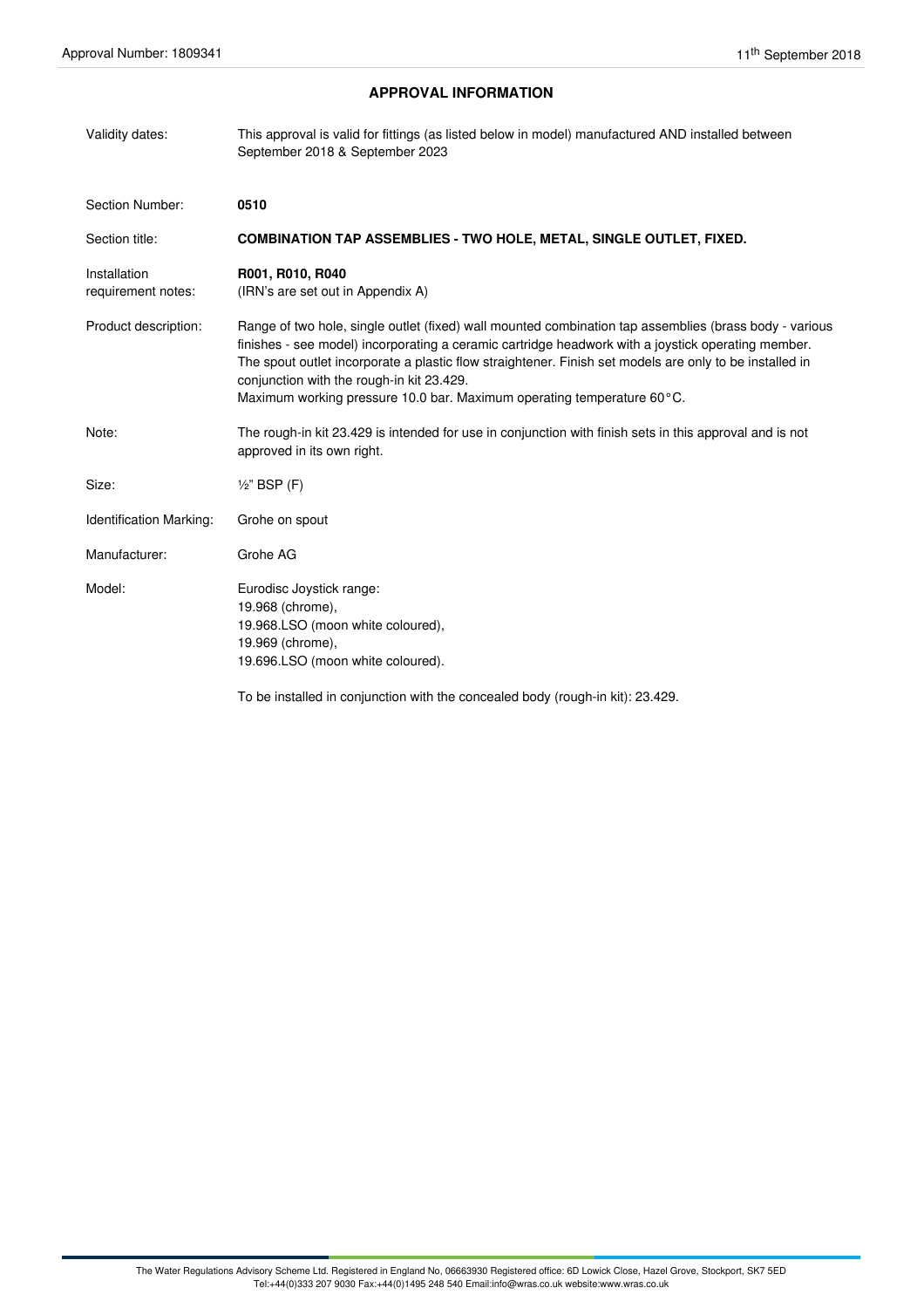## APPROVAL INFORMATION

| | |
|---|---|
| Validity dates: | This approval is valid for fittings (as listed below in model) manufactured AND installed between September 2018 & September 2023 |
| Section Number: | **0510** |
| Section title: | **COMBINATION TAP ASSEMBLIES - TWO HOLE, METAL, SINGLE OUTLET, FIXED.** |
| Installation requirement notes: | **R001, R010, R040**<br>(IRN's are set out in Appendix A) |
| Product description: | Range of two hole, single outlet (fixed) wall mounted combination tap assemblies (brass body - various finishes - see model) incorporating a ceramic cartridge headwork with a joystick operating member. The spout outlet incorporate a plastic flow straightener. Finish set models are only to be installed in conjunction with the rough-in kit 23.429.<br>Maximum working pressure 10.0 bar. Maximum operating temperature 60°C. |
| Note: | The rough-in kit 23.429 is intended for use in conjunction with finish sets in this approval and is not approved in its own right. |
| Size: | ½" BSP (F) |
| Identification Marking: | Grohe on spout |
| Manufacturer: | Grohe AG |
| Model: | Eurodisc Joystick range:<br>19.968 (chrome),<br>19.968.LSO (moon white coloured),<br>19.969 (chrome),<br>19.696.LSO (moon white coloured).<br><br>To be installed in conjunction with the concealed body (rough-in kit): 23.429. |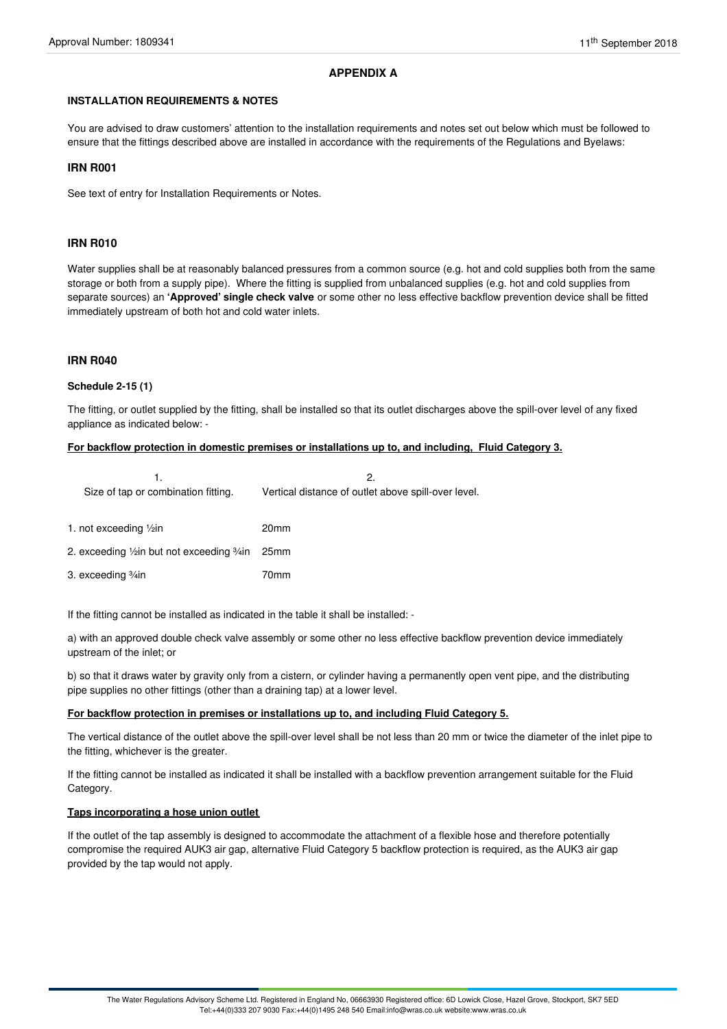## APPENDIX A

### INSTALLATION REQUIREMENTS & NOTES

You are advised to draw customers' attention to the installation requirements and notes set out below which must be followed to ensure that the fittings described above are installed in accordance with the requirements of the Regulations and Byelaws:

### IRN R001

See text of entry for Installation Requirements or Notes.

### IRN R010

Water supplies shall be at reasonably balanced pressures from a common source (e.g. hot and cold supplies both from the same storage or both from a supply pipe). Where the fitting is supplied from unbalanced supplies (e.g. hot and cold supplies from separate sources) an **'Approved' single check valve** or some other no less effective backflow prevention device shall be fitted immediately upstream of both hot and cold water inlets.

### IRN R040

**Schedule 2-15 (1)**

The fitting, or outlet supplied by the fitting, shall be installed so that its outlet discharges above the spill-over level of any fixed appliance as indicated below: -

**For backflow protection in domestic premises or installations up to, and including, Fluid Category 3.**

| 1. Size of tap or combination fitting. | 2. Vertical distance of outlet above spill-over level. |
|---|---|
| 1. not exceeding ½in | 20mm |
| 2. exceeding ½in but not exceeding ¾in | 25mm |
| 3. exceeding ¾in | 70mm |

If the fitting cannot be installed as indicated in the table it shall be installed: -

a) with an approved double check valve assembly or some other no less effective backflow prevention device immediately upstream of the inlet; or

b) so that it draws water by gravity only from a cistern, or cylinder having a permanently open vent pipe, and the distributing pipe supplies no other fittings (other than a draining tap) at a lower level.

**For backflow protection in premises or installations up to, and including Fluid Category 5.**

The vertical distance of the outlet above the spill-over level shall be not less than 20 mm or twice the diameter of the inlet pipe to the fitting, whichever is the greater.

If the fitting cannot be installed as indicated it shall be installed with a backflow prevention arrangement suitable for the Fluid Category.

**Taps incorporating a hose union outlet**

If the outlet of the tap assembly is designed to accommodate the attachment of a flexible hose and therefore potentially compromise the required AUK3 air gap, alternative Fluid Category 5 backflow protection is required, as the AUK3 air gap provided by the tap would not apply.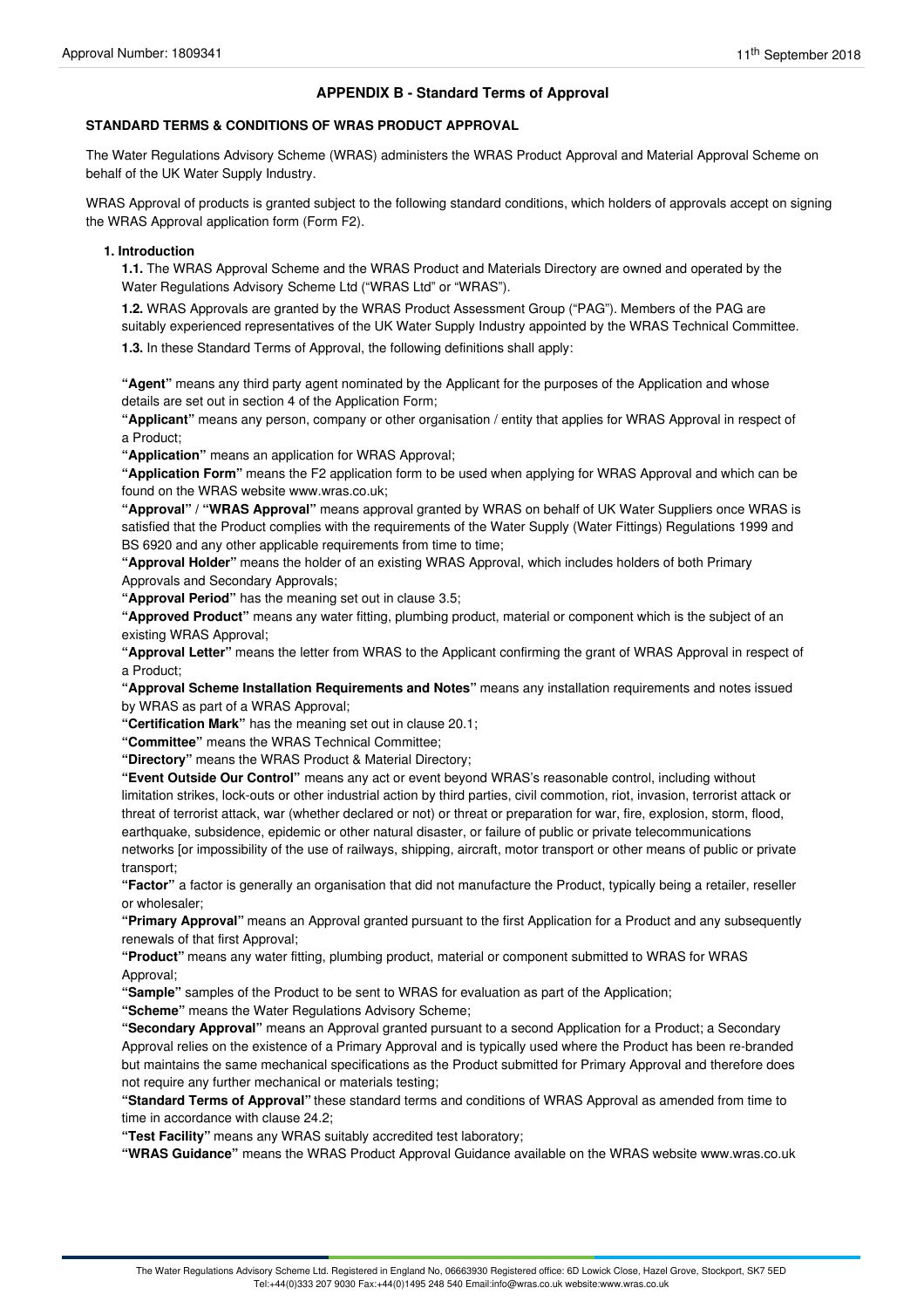## APPENDIX B - Standard Terms of Approval

### STANDARD TERMS & CONDITIONS OF WRAS PRODUCT APPROVAL

The Water Regulations Advisory Scheme (WRAS) administers the WRAS Product Approval and Material Approval Scheme on behalf of the UK Water Supply Industry.

WRAS Approval of products is granted subject to the following standard conditions, which holders of approvals accept on signing the WRAS Approval application form (Form F2).

**1. Introduction**

**1.1.** The WRAS Approval Scheme and the WRAS Product and Materials Directory are owned and operated by the Water Regulations Advisory Scheme Ltd ("WRAS Ltd" or "WRAS").

**1.2.** WRAS Approvals are granted by the WRAS Product Assessment Group ("PAG"). Members of the PAG are suitably experienced representatives of the UK Water Supply Industry appointed by the WRAS Technical Committee.

**1.3.** In these Standard Terms of Approval, the following definitions shall apply:

**"Agent"** means any third party agent nominated by the Applicant for the purposes of the Application and whose details are set out in section 4 of the Application Form;

**"Applicant"** means any person, company or other organisation / entity that applies for WRAS Approval in respect of a Product;

**"Application"** means an application for WRAS Approval;

**"Application Form"** means the F2 application form to be used when applying for WRAS Approval and which can be found on the WRAS website www.wras.co.uk;

**"Approval"** / **"WRAS Approval"** means approval granted by WRAS on behalf of UK Water Suppliers once WRAS is satisfied that the Product complies with the requirements of the Water Supply (Water Fittings) Regulations 1999 and BS 6920 and any other applicable requirements from time to time;

**"Approval Holder"** means the holder of an existing WRAS Approval, which includes holders of both Primary Approvals and Secondary Approvals;

**"Approval Period"** has the meaning set out in clause 3.5;

**"Approved Product"** means any water fitting, plumbing product, material or component which is the subject of an existing WRAS Approval;

**"Approval Letter"** means the letter from WRAS to the Applicant confirming the grant of WRAS Approval in respect of a Product;

**"Approval Scheme Installation Requirements and Notes"** means any installation requirements and notes issued by WRAS as part of a WRAS Approval;

**"Certification Mark"** has the meaning set out in clause 20.1;

**"Committee"** means the WRAS Technical Committee;

**"Directory"** means the WRAS Product & Material Directory;

**"Event Outside Our Control"** means any act or event beyond WRAS's reasonable control, including without limitation strikes, lock-outs or other industrial action by third parties, civil commotion, riot, invasion, terrorist attack or threat of terrorist attack, war (whether declared or not) or threat or preparation for war, fire, explosion, storm, flood, earthquake, subsidence, epidemic or other natural disaster, or failure of public or private telecommunications networks [or impossibility of the use of railways, shipping, aircraft, motor transport or other means of public or private transport;

**"Factor"** a factor is generally an organisation that did not manufacture the Product, typically being a retailer, reseller or wholesaler;

**"Primary Approval"** means an Approval granted pursuant to the first Application for a Product and any subsequently renewals of that first Approval;

**"Product"** means any water fitting, plumbing product, material or component submitted to WRAS for WRAS Approval;

**"Sample"** samples of the Product to be sent to WRAS for evaluation as part of the Application;

**"Scheme"** means the Water Regulations Advisory Scheme;

**"Secondary Approval"** means an Approval granted pursuant to a second Application for a Product; a Secondary Approval relies on the existence of a Primary Approval and is typically used where the Product has been re-branded but maintains the same mechanical specifications as the Product submitted for Primary Approval and therefore does not require any further mechanical or materials testing;

**"Standard Terms of Approval"** these standard terms and conditions of WRAS Approval as amended from time to time in accordance with clause 24.2;

**"Test Facility"** means any WRAS suitably accredited test laboratory;

**"WRAS Guidance"** means the WRAS Product Approval Guidance available on the WRAS website www.wras.co.uk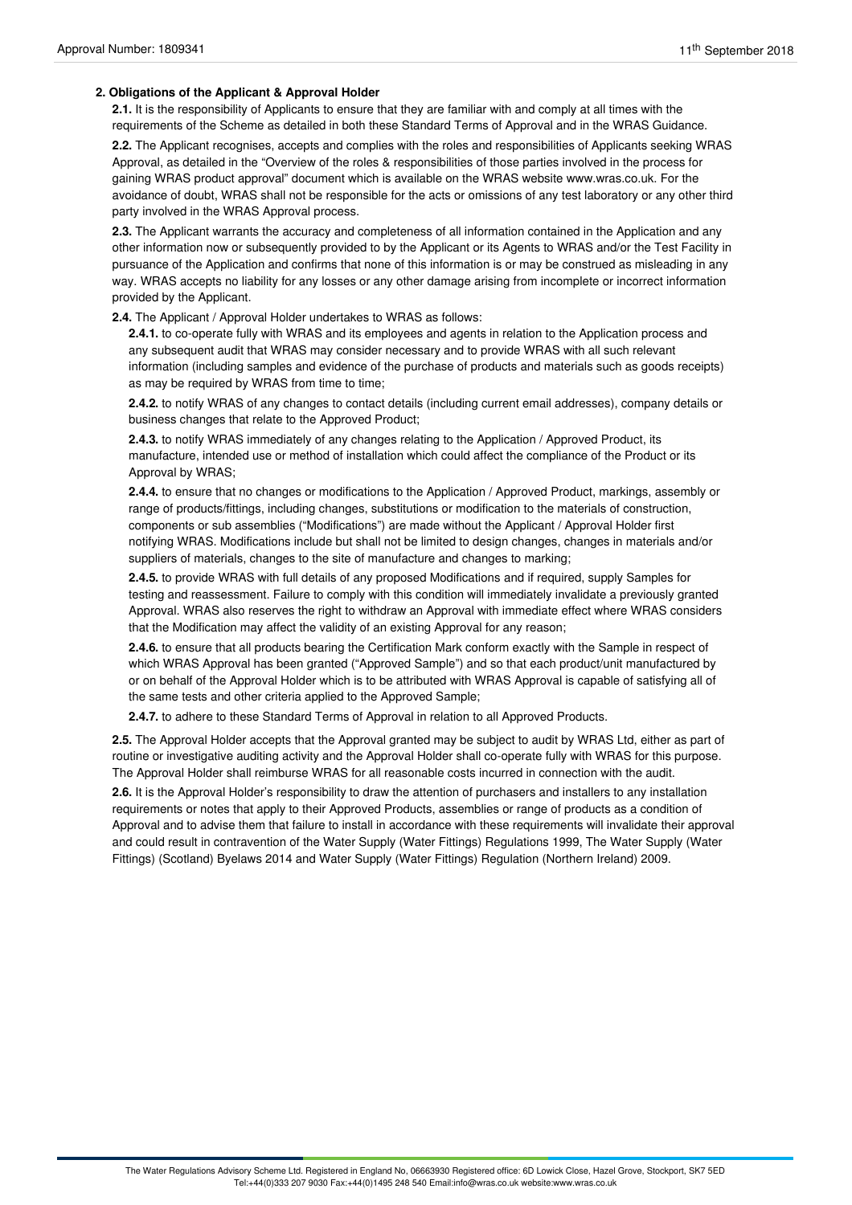## 2. Obligations of the Applicant & Approval Holder

**2.1.** It is the responsibility of Applicants to ensure that they are familiar with and comply at all times with the requirements of the Scheme as detailed in both these Standard Terms of Approval and in the WRAS Guidance.

**2.2.** The Applicant recognises, accepts and complies with the roles and responsibilities of Applicants seeking WRAS Approval, as detailed in the "Overview of the roles & responsibilities of those parties involved in the process for gaining WRAS product approval" document which is available on the WRAS website www.wras.co.uk. For the avoidance of doubt, WRAS shall not be responsible for the acts or omissions of any test laboratory or any other third party involved in the WRAS Approval process.

**2.3.** The Applicant warrants the accuracy and completeness of all information contained in the Application and any other information now or subsequently provided to by the Applicant or its Agents to WRAS and/or the Test Facility in pursuance of the Application and confirms that none of this information is or may be construed as misleading in any way. WRAS accepts no liability for any losses or any other damage arising from incomplete or incorrect information provided by the Applicant.

**2.4.** The Applicant / Approval Holder undertakes to WRAS as follows:

**2.4.1.** to co-operate fully with WRAS and its employees and agents in relation to the Application process and any subsequent audit that WRAS may consider necessary and to provide WRAS with all such relevant information (including samples and evidence of the purchase of products and materials such as goods receipts) as may be required by WRAS from time to time;

**2.4.2.** to notify WRAS of any changes to contact details (including current email addresses), company details or business changes that relate to the Approved Product;

**2.4.3.** to notify WRAS immediately of any changes relating to the Application / Approved Product, its manufacture, intended use or method of installation which could affect the compliance of the Product or its Approval by WRAS;

**2.4.4.** to ensure that no changes or modifications to the Application / Approved Product, markings, assembly or range of products/fittings, including changes, substitutions or modification to the materials of construction, components or sub assemblies ("Modifications") are made without the Applicant / Approval Holder first notifying WRAS. Modifications include but shall not be limited to design changes, changes in materials and/or suppliers of materials, changes to the site of manufacture and changes to marking;

**2.4.5.** to provide WRAS with full details of any proposed Modifications and if required, supply Samples for testing and reassessment. Failure to comply with this condition will immediately invalidate a previously granted Approval. WRAS also reserves the right to withdraw an Approval with immediate effect where WRAS considers that the Modification may affect the validity of an existing Approval for any reason;

**2.4.6.** to ensure that all products bearing the Certification Mark conform exactly with the Sample in respect of which WRAS Approval has been granted ("Approved Sample") and so that each product/unit manufactured by or on behalf of the Approval Holder which is to be attributed with WRAS Approval is capable of satisfying all of the same tests and other criteria applied to the Approved Sample;

**2.4.7.** to adhere to these Standard Terms of Approval in relation to all Approved Products.

**2.5.** The Approval Holder accepts that the Approval granted may be subject to audit by WRAS Ltd, either as part of routine or investigative auditing activity and the Approval Holder shall co-operate fully with WRAS for this purpose. The Approval Holder shall reimburse WRAS for all reasonable costs incurred in connection with the audit.

**2.6.** It is the Approval Holder's responsibility to draw the attention of purchasers and installers to any installation requirements or notes that apply to their Approved Products, assemblies or range of products as a condition of Approval and to advise them that failure to install in accordance with these requirements will invalidate their approval and could result in contravention of the Water Supply (Water Fittings) Regulations 1999, The Water Supply (Water Fittings) (Scotland) Byelaws 2014 and Water Supply (Water Fittings) Regulation (Northern Ireland) 2009.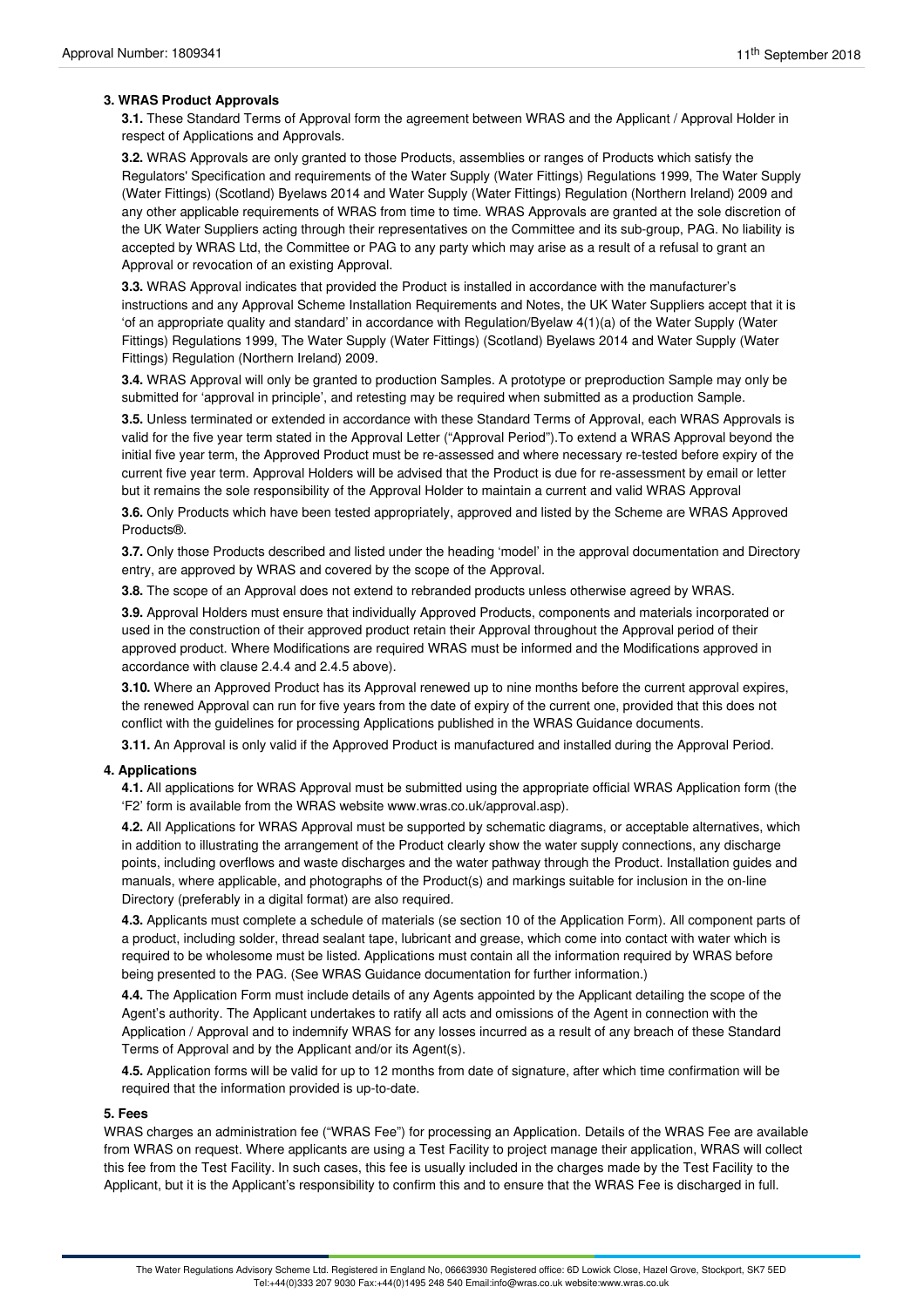### 3. WRAS Product Approvals

**3.1.** These Standard Terms of Approval form the agreement between WRAS and the Applicant / Approval Holder in respect of Applications and Approvals.

**3.2.** WRAS Approvals are only granted to those Products, assemblies or ranges of Products which satisfy the Regulators' Specification and requirements of the Water Supply (Water Fittings) Regulations 1999, The Water Supply (Water Fittings) (Scotland) Byelaws 2014 and Water Supply (Water Fittings) Regulation (Northern Ireland) 2009 and any other applicable requirements of WRAS from time to time. WRAS Approvals are granted at the sole discretion of the UK Water Suppliers acting through their representatives on the Committee and its sub-group, PAG. No liability is accepted by WRAS Ltd, the Committee or PAG to any party which may arise as a result of a refusal to grant an Approval or revocation of an existing Approval.

**3.3.** WRAS Approval indicates that provided the Product is installed in accordance with the manufacturer's instructions and any Approval Scheme Installation Requirements and Notes, the UK Water Suppliers accept that it is 'of an appropriate quality and standard' in accordance with Regulation/Byelaw 4(1)(a) of the Water Supply (Water Fittings) Regulations 1999, The Water Supply (Water Fittings) (Scotland) Byelaws 2014 and Water Supply (Water Fittings) Regulation (Northern Ireland) 2009.

**3.4.** WRAS Approval will only be granted to production Samples. A prototype or preproduction Sample may only be submitted for 'approval in principle', and retesting may be required when submitted as a production Sample.

**3.5.** Unless terminated or extended in accordance with these Standard Terms of Approval, each WRAS Approvals is valid for the five year term stated in the Approval Letter ("Approval Period").To extend a WRAS Approval beyond the initial five year term, the Approved Product must be re-assessed and where necessary re-tested before expiry of the current five year term. Approval Holders will be advised that the Product is due for re-assessment by email or letter but it remains the sole responsibility of the Approval Holder to maintain a current and valid WRAS Approval

**3.6.** Only Products which have been tested appropriately, approved and listed by the Scheme are WRAS Approved Products®.

**3.7.** Only those Products described and listed under the heading 'model' in the approval documentation and Directory entry, are approved by WRAS and covered by the scope of the Approval.

**3.8.** The scope of an Approval does not extend to rebranded products unless otherwise agreed by WRAS.

**3.9.** Approval Holders must ensure that individually Approved Products, components and materials incorporated or used in the construction of their approved product retain their Approval throughout the Approval period of their approved product. Where Modifications are required WRAS must be informed and the Modifications approved in accordance with clause 2.4.4 and 2.4.5 above).

**3.10.** Where an Approved Product has its Approval renewed up to nine months before the current approval expires, the renewed Approval can run for five years from the date of expiry of the current one, provided that this does not conflict with the guidelines for processing Applications published in the WRAS Guidance documents.

**3.11.** An Approval is only valid if the Approved Product is manufactured and installed during the Approval Period.

### 4. Applications

**4.1.** All applications for WRAS Approval must be submitted using the appropriate official WRAS Application form (the 'F2' form is available from the WRAS website www.wras.co.uk/approval.asp).

**4.2.** All Applications for WRAS Approval must be supported by schematic diagrams, or acceptable alternatives, which in addition to illustrating the arrangement of the Product clearly show the water supply connections, any discharge points, including overflows and waste discharges and the water pathway through the Product. Installation guides and manuals, where applicable, and photographs of the Product(s) and markings suitable for inclusion in the on-line Directory (preferably in a digital format) are also required.

**4.3.** Applicants must complete a schedule of materials (se section 10 of the Application Form). All component parts of a product, including solder, thread sealant tape, lubricant and grease, which come into contact with water which is required to be wholesome must be listed. Applications must contain all the information required by WRAS before being presented to the PAG. (See WRAS Guidance documentation for further information.)

**4.4.** The Application Form must include details of any Agents appointed by the Applicant detailing the scope of the Agent's authority. The Applicant undertakes to ratify all acts and omissions of the Agent in connection with the Application / Approval and to indemnify WRAS for any losses incurred as a result of any breach of these Standard Terms of Approval and by the Applicant and/or its Agent(s).

**4.5.** Application forms will be valid for up to 12 months from date of signature, after which time confirmation will be required that the information provided is up-to-date.

### 5. Fees

WRAS charges an administration fee ("WRAS Fee") for processing an Application. Details of the WRAS Fee are available from WRAS on request. Where applicants are using a Test Facility to project manage their application, WRAS will collect this fee from the Test Facility. In such cases, this fee is usually included in the charges made by the Test Facility to the Applicant, but it is the Applicant's responsibility to confirm this and to ensure that the WRAS Fee is discharged in full.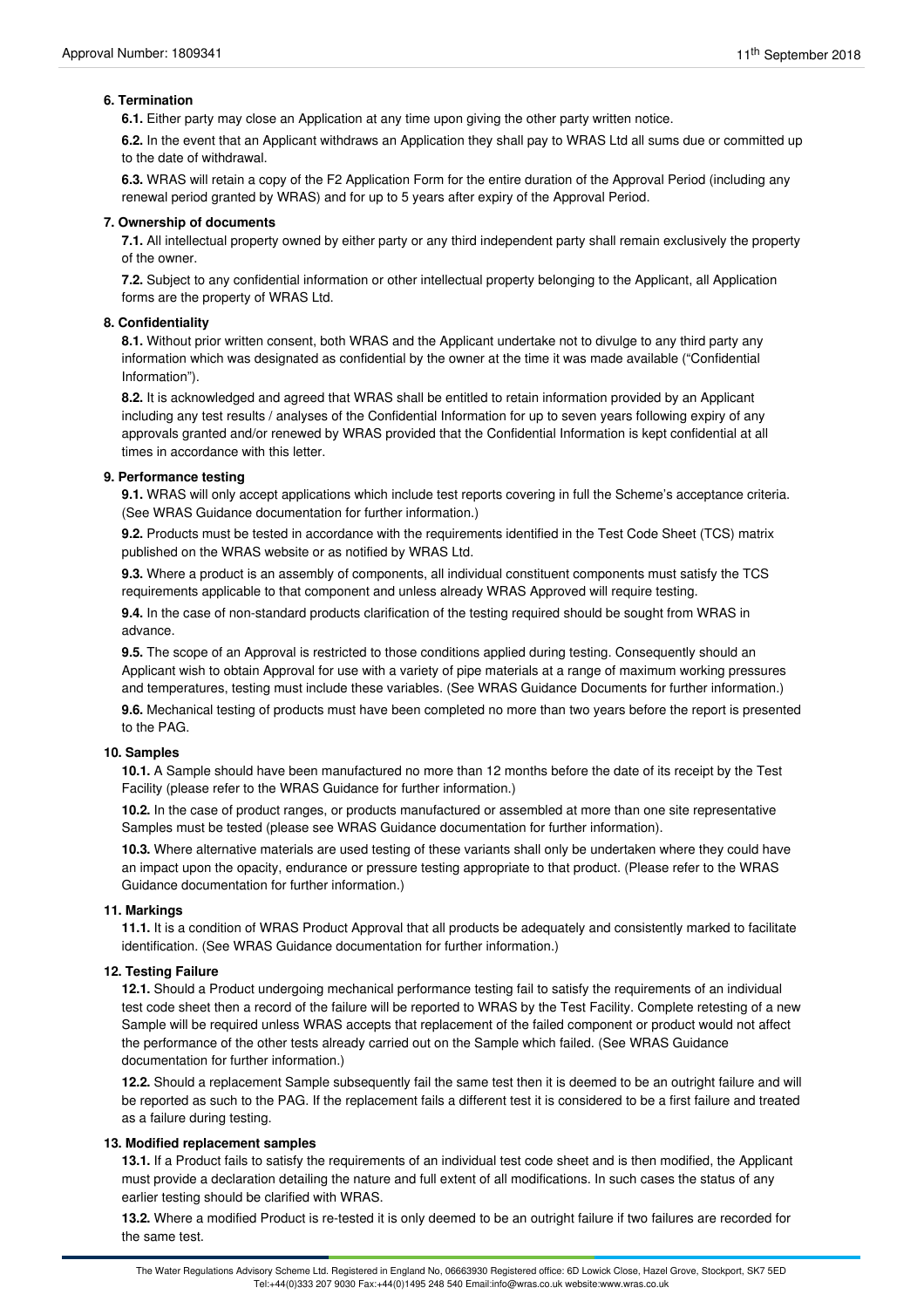**6. Termination**

**6.1.** Either party may close an Application at any time upon giving the other party written notice.

**6.2.** In the event that an Applicant withdraws an Application they shall pay to WRAS Ltd all sums due or committed up to the date of withdrawal.

**6.3.** WRAS will retain a copy of the F2 Application Form for the entire duration of the Approval Period (including any renewal period granted by WRAS) and for up to 5 years after expiry of the Approval Period.

**7. Ownership of documents**

**7.1.** All intellectual property owned by either party or any third independent party shall remain exclusively the property of the owner.

**7.2.** Subject to any confidential information or other intellectual property belonging to the Applicant, all Application forms are the property of WRAS Ltd.

**8. Confidentiality**

**8.1.** Without prior written consent, both WRAS and the Applicant undertake not to divulge to any third party any information which was designated as confidential by the owner at the time it was made available ("Confidential Information").

**8.2.** It is acknowledged and agreed that WRAS shall be entitled to retain information provided by an Applicant including any test results / analyses of the Confidential Information for up to seven years following expiry of any approvals granted and/or renewed by WRAS provided that the Confidential Information is kept confidential at all times in accordance with this letter.

**9. Performance testing**

**9.1.** WRAS will only accept applications which include test reports covering in full the Scheme's acceptance criteria. (See WRAS Guidance documentation for further information.)

**9.2.** Products must be tested in accordance with the requirements identified in the Test Code Sheet (TCS) matrix published on the WRAS website or as notified by WRAS Ltd.

**9.3.** Where a product is an assembly of components, all individual constituent components must satisfy the TCS requirements applicable to that component and unless already WRAS Approved will require testing.

**9.4.** In the case of non-standard products clarification of the testing required should be sought from WRAS in advance.

**9.5.** The scope of an Approval is restricted to those conditions applied during testing. Consequently should an Applicant wish to obtain Approval for use with a variety of pipe materials at a range of maximum working pressures and temperatures, testing must include these variables. (See WRAS Guidance Documents for further information.)

**9.6.** Mechanical testing of products must have been completed no more than two years before the report is presented to the PAG.

**10. Samples**

**10.1.** A Sample should have been manufactured no more than 12 months before the date of its receipt by the Test Facility (please refer to the WRAS Guidance for further information.)

**10.2.** In the case of product ranges, or products manufactured or assembled at more than one site representative Samples must be tested (please see WRAS Guidance documentation for further information).

**10.3.** Where alternative materials are used testing of these variants shall only be undertaken where they could have an impact upon the opacity, endurance or pressure testing appropriate to that product. (Please refer to the WRAS Guidance documentation for further information.)

**11. Markings**

**11.1.** It is a condition of WRAS Product Approval that all products be adequately and consistently marked to facilitate identification. (See WRAS Guidance documentation for further information.)

**12. Testing Failure**

**12.1.** Should a Product undergoing mechanical performance testing fail to satisfy the requirements of an individual test code sheet then a record of the failure will be reported to WRAS by the Test Facility. Complete retesting of a new Sample will be required unless WRAS accepts that replacement of the failed component or product would not affect the performance of the other tests already carried out on the Sample which failed. (See WRAS Guidance documentation for further information.)

**12.2.** Should a replacement Sample subsequently fail the same test then it is deemed to be an outright failure and will be reported as such to the PAG. If the replacement fails a different test it is considered to be a first failure and treated as a failure during testing.

**13. Modified replacement samples**

**13.1.** If a Product fails to satisfy the requirements of an individual test code sheet and is then modified, the Applicant must provide a declaration detailing the nature and full extent of all modifications. In such cases the status of any earlier testing should be clarified with WRAS.

**13.2.** Where a modified Product is re-tested it is only deemed to be an outright failure if two failures are recorded for the same test.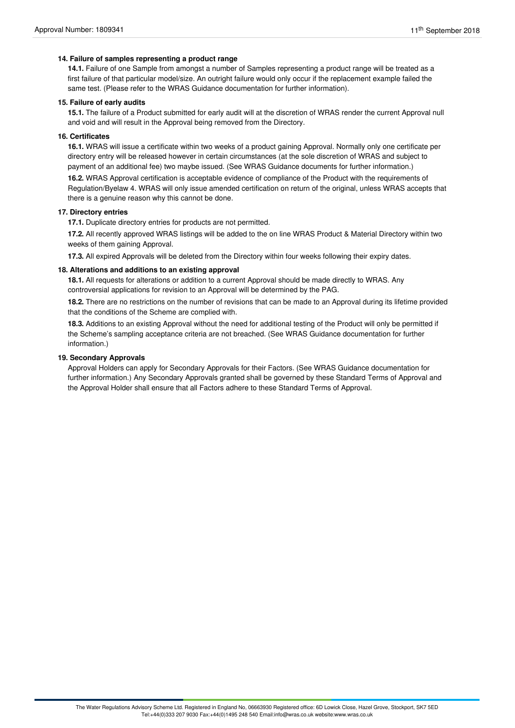**14. Failure of samples representing a product range**

**14.1.** Failure of one Sample from amongst a number of Samples representing a product range will be treated as a first failure of that particular model/size. An outright failure would only occur if the replacement example failed the same test. (Please refer to the WRAS Guidance documentation for further information).

**15. Failure of early audits**

**15.1.** The failure of a Product submitted for early audit will at the discretion of WRAS render the current Approval null and void and will result in the Approval being removed from the Directory.

**16. Certificates**

**16.1.** WRAS will issue a certificate within two weeks of a product gaining Approval. Normally only one certificate per directory entry will be released however in certain circumstances (at the sole discretion of WRAS and subject to payment of an additional fee) two maybe issued. (See WRAS Guidance documents for further information.)

**16.2.** WRAS Approval certification is acceptable evidence of compliance of the Product with the requirements of Regulation/Byelaw 4. WRAS will only issue amended certification on return of the original, unless WRAS accepts that there is a genuine reason why this cannot be done.

**17. Directory entries**

**17.1.** Duplicate directory entries for products are not permitted.

**17.2.** All recently approved WRAS listings will be added to the on line WRAS Product & Material Directory within two weeks of them gaining Approval.

**17.3.** All expired Approvals will be deleted from the Directory within four weeks following their expiry dates.

**18. Alterations and additions to an existing approval**

**18.1.** All requests for alterations or addition to a current Approval should be made directly to WRAS. Any controversial applications for revision to an Approval will be determined by the PAG.

**18.2.** There are no restrictions on the number of revisions that can be made to an Approval during its lifetime provided that the conditions of the Scheme are complied with.

**18.3.** Additions to an existing Approval without the need for additional testing of the Product will only be permitted if the Scheme's sampling acceptance criteria are not breached. (See WRAS Guidance documentation for further information.)

**19. Secondary Approvals**

Approval Holders can apply for Secondary Approvals for their Factors. (See WRAS Guidance documentation for further information.) Any Secondary Approvals granted shall be governed by these Standard Terms of Approval and the Approval Holder shall ensure that all Factors adhere to these Standard Terms of Approval.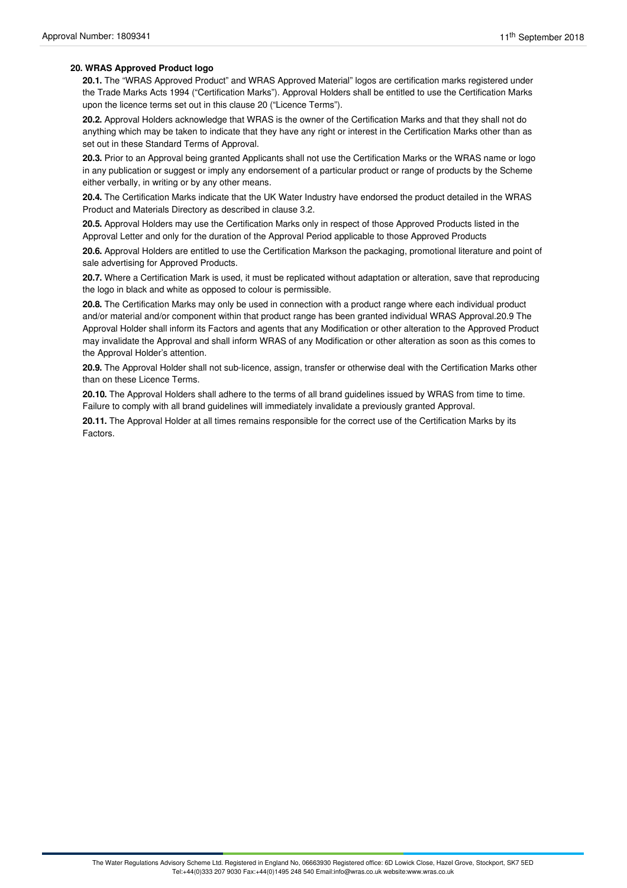**20. WRAS Approved Product logo**

**20.1.** The "WRAS Approved Product" and WRAS Approved Material" logos are certification marks registered under the Trade Marks Acts 1994 ("Certification Marks"). Approval Holders shall be entitled to use the Certification Marks upon the licence terms set out in this clause 20 ("Licence Terms").

**20.2.** Approval Holders acknowledge that WRAS is the owner of the Certification Marks and that they shall not do anything which may be taken to indicate that they have any right or interest in the Certification Marks other than as set out in these Standard Terms of Approval.

**20.3.** Prior to an Approval being granted Applicants shall not use the Certification Marks or the WRAS name or logo in any publication or suggest or imply any endorsement of a particular product or range of products by the Scheme either verbally, in writing or by any other means.

**20.4.** The Certification Marks indicate that the UK Water Industry have endorsed the product detailed in the WRAS Product and Materials Directory as described in clause 3.2.

**20.5.** Approval Holders may use the Certification Marks only in respect of those Approved Products listed in the Approval Letter and only for the duration of the Approval Period applicable to those Approved Products

**20.6.** Approval Holders are entitled to use the Certification Markson the packaging, promotional literature and point of sale advertising for Approved Products.

**20.7.** Where a Certification Mark is used, it must be replicated without adaptation or alteration, save that reproducing the logo in black and white as opposed to colour is permissible.

**20.8.** The Certification Marks may only be used in connection with a product range where each individual product and/or material and/or component within that product range has been granted individual WRAS Approval.20.9 The Approval Holder shall inform its Factors and agents that any Modification or other alteration to the Approved Product may invalidate the Approval and shall inform WRAS of any Modification or other alteration as soon as this comes to the Approval Holder's attention.

**20.9.** The Approval Holder shall not sub-licence, assign, transfer or otherwise deal with the Certification Marks other than on these Licence Terms.

**20.10.** The Approval Holders shall adhere to the terms of all brand guidelines issued by WRAS from time to time. Failure to comply with all brand guidelines will immediately invalidate a previously granted Approval.

**20.11.** The Approval Holder at all times remains responsible for the correct use of the Certification Marks by its Factors.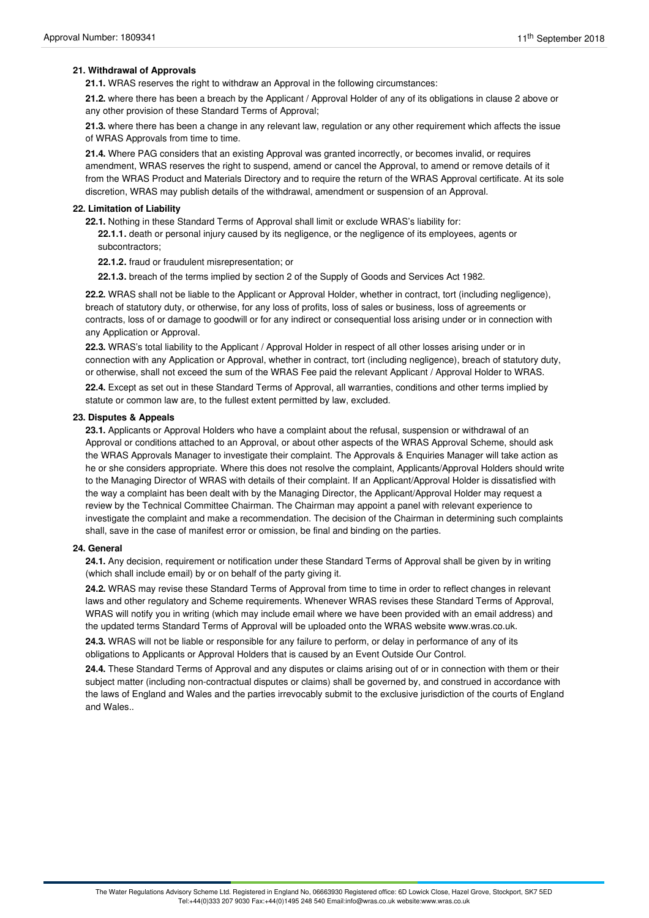### 21. Withdrawal of Approvals

**21.1.** WRAS reserves the right to withdraw an Approval in the following circumstances:

**21.2.** where there has been a breach by the Applicant / Approval Holder of any of its obligations in clause 2 above or any other provision of these Standard Terms of Approval;

**21.3.** where there has been a change in any relevant law, regulation or any other requirement which affects the issue of WRAS Approvals from time to time.

**21.4.** Where PAG considers that an existing Approval was granted incorrectly, or becomes invalid, or requires amendment, WRAS reserves the right to suspend, amend or cancel the Approval, to amend or remove details of it from the WRAS Product and Materials Directory and to require the return of the WRAS Approval certificate. At its sole discretion, WRAS may publish details of the withdrawal, amendment or suspension of an Approval.

### 22. Limitation of Liability

**22.1.** Nothing in these Standard Terms of Approval shall limit or exclude WRAS's liability for:

**22.1.1.** death or personal injury caused by its negligence, or the negligence of its employees, agents or subcontractors;

**22.1.2.** fraud or fraudulent misrepresentation; or

**22.1.3.** breach of the terms implied by section 2 of the Supply of Goods and Services Act 1982.

**22.2.** WRAS shall not be liable to the Applicant or Approval Holder, whether in contract, tort (including negligence), breach of statutory duty, or otherwise, for any loss of profits, loss of sales or business, loss of agreements or contracts, loss of or damage to goodwill or for any indirect or consequential loss arising under or in connection with any Application or Approval.

**22.3.** WRAS's total liability to the Applicant / Approval Holder in respect of all other losses arising under or in connection with any Application or Approval, whether in contract, tort (including negligence), breach of statutory duty, or otherwise, shall not exceed the sum of the WRAS Fee paid the relevant Applicant / Approval Holder to WRAS.

**22.4.** Except as set out in these Standard Terms of Approval, all warranties, conditions and other terms implied by statute or common law are, to the fullest extent permitted by law, excluded.

### 23. Disputes & Appeals

**23.1.** Applicants or Approval Holders who have a complaint about the refusal, suspension or withdrawal of an Approval or conditions attached to an Approval, or about other aspects of the WRAS Approval Scheme, should ask the WRAS Approvals Manager to investigate their complaint. The Approvals & Enquiries Manager will take action as he or she considers appropriate. Where this does not resolve the complaint, Applicants/Approval Holders should write to the Managing Director of WRAS with details of their complaint. If an Applicant/Approval Holder is dissatisfied with the way a complaint has been dealt with by the Managing Director, the Applicant/Approval Holder may request a review by the Technical Committee Chairman. The Chairman may appoint a panel with relevant experience to investigate the complaint and make a recommendation. The decision of the Chairman in determining such complaints shall, save in the case of manifest error or omission, be final and binding on the parties.

### 24. General

**24.1.** Any decision, requirement or notification under these Standard Terms of Approval shall be given by in writing (which shall include email) by or on behalf of the party giving it.

**24.2.** WRAS may revise these Standard Terms of Approval from time to time in order to reflect changes in relevant laws and other regulatory and Scheme requirements. Whenever WRAS revises these Standard Terms of Approval, WRAS will notify you in writing (which may include email where we have been provided with an email address) and the updated terms Standard Terms of Approval will be uploaded onto the WRAS website www.wras.co.uk.

**24.3.** WRAS will not be liable or responsible for any failure to perform, or delay in performance of any of its obligations to Applicants or Approval Holders that is caused by an Event Outside Our Control.

**24.4.** These Standard Terms of Approval and any disputes or claims arising out of or in connection with them or their subject matter (including non-contractual disputes or claims) shall be governed by, and construed in accordance with the laws of England and Wales and the parties irrevocably submit to the exclusive jurisdiction of the courts of England and Wales..